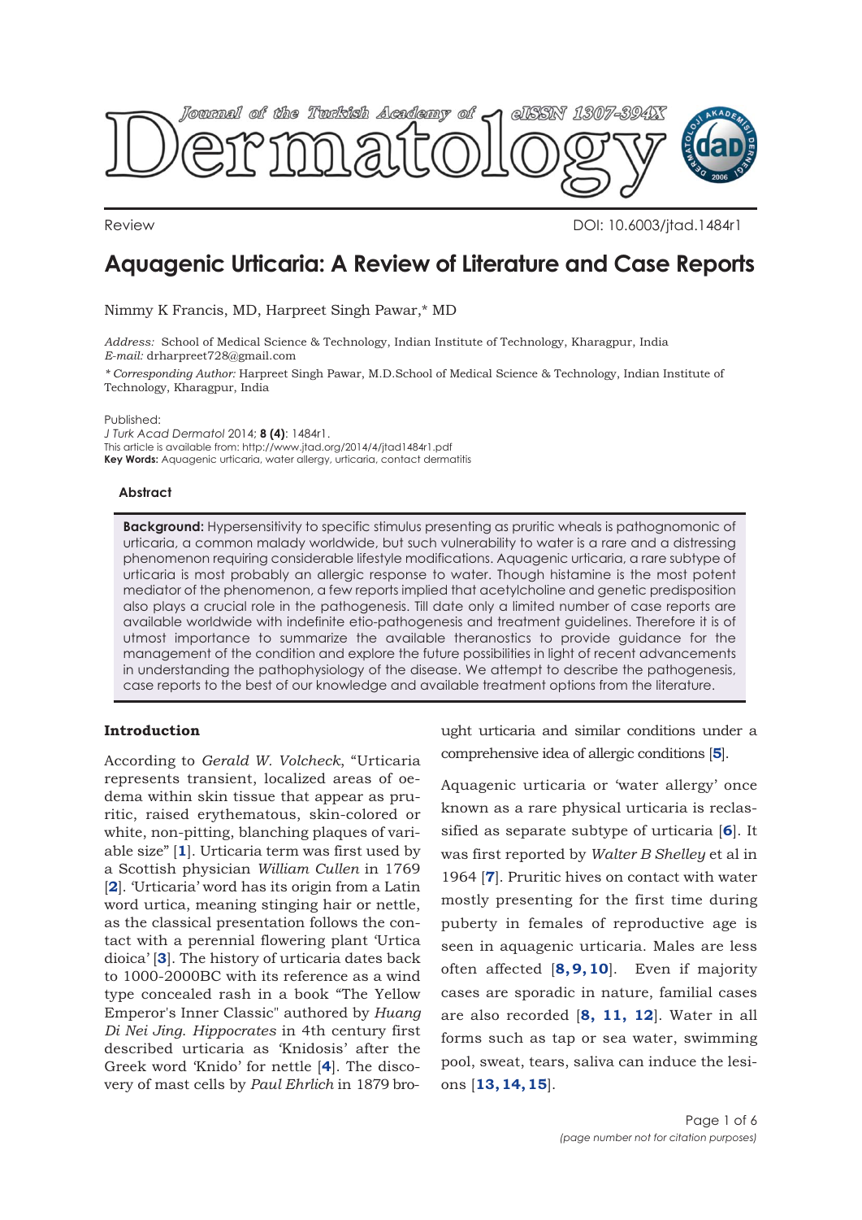Review DOI: 10.6003/jtad.1484r1

# Aquagenic Urticaria: A Review of Literature and Case Reports

Nimmy K Francis, MD, Harpreet Singh Pawar,* MD

*Address:* School of Medical Science & Technology, Indian Institute of Technology, Kharagpur, India
*E-mail:* drharpreet728@gmail.com

*\* Corresponding Author:* Harpreet Singh Pawar, M.D.School of Medical Science & Technology, Indian Institute of Technology, Kharagpur, India

Published:
*J Turk Acad Dermatol* 2014; **8 (4)**: 1484r1.
This article is available from: http://www.jtad.org/2014/4/jtad1484r1.pdf
**Key Words:** Aquagenic urticaria, water allergy, urticaria, contact dermatitis

### Abstract

**Background:** Hypersensitivity to specific stimulus presenting as pruritic wheals is pathognomonic of urticaria, a common malady worldwide, but such vulnerability to water is a rare and a distressing phenomenon requiring considerable lifestyle modifications. Aquagenic urticaria, a rare subtype of urticaria is most probably an allergic response to water. Though histamine is the most potent mediator of the phenomenon, a few reports implied that acetylcholine and genetic predisposition also plays a crucial role in the pathogenesis. Till date only a limited number of case reports are available worldwide with indefinite etio-pathogenesis and treatment guidelines. Therefore it is of utmost importance to summarize the available theranostics to provide guidance for the management of the condition and explore the future possibilities in light of recent advancements in understanding the pathophysiology of the disease. We attempt to describe the pathogenesis, case reports to the best of our knowledge and available treatment options from the literature.

## Introduction

According to *Gerald W. Volcheck*, "Urticaria represents transient, localized areas of oedema within skin tissue that appear as pruritic, raised erythematous, skin-colored or white, non-pitting, blanching plaques of variable size" [**1**]. Urticaria term was first used by a Scottish physician *William Cullen* in 1769 [**2**]. 'Urticaria' word has its origin from a Latin word urtica, meaning stinging hair or nettle, as the classical presentation follows the contact with a perennial flowering plant 'Urtica dioica' [**3**]. The history of urticaria dates back to 1000-2000BC with its reference as a wind type concealed rash in a book "The Yellow Emperor's Inner Classic" authored by *Huang Di Nei Jing*. *Hippocrates* in 4th century first described urticaria as 'Knidosis' after the Greek word 'Knido' for nettle [**4**]. The discovery of mast cells by *Paul Ehrlich* in 1879 brought urticaria and similar conditions under a comprehensive idea of allergic conditions [**5**].

Aquagenic urticaria or 'water allergy' once known as a rare physical urticaria is reclassified as separate subtype of urticaria [**6**]. It was first reported by *Walter B Shelley* et al in 1964 [**7**]. Pruritic hives on contact with water mostly presenting for the first time during puberty in females of reproductive age is seen in aquagenic urticaria. Males are less often affected [**8, 9, 10**]. Even if majority cases are sporadic in nature, familial cases are also recorded [**8, 11, 12**]. Water in all forms such as tap or sea water, swimming pool, sweat, tears, saliva can induce the lesions [**13, 14, 15**].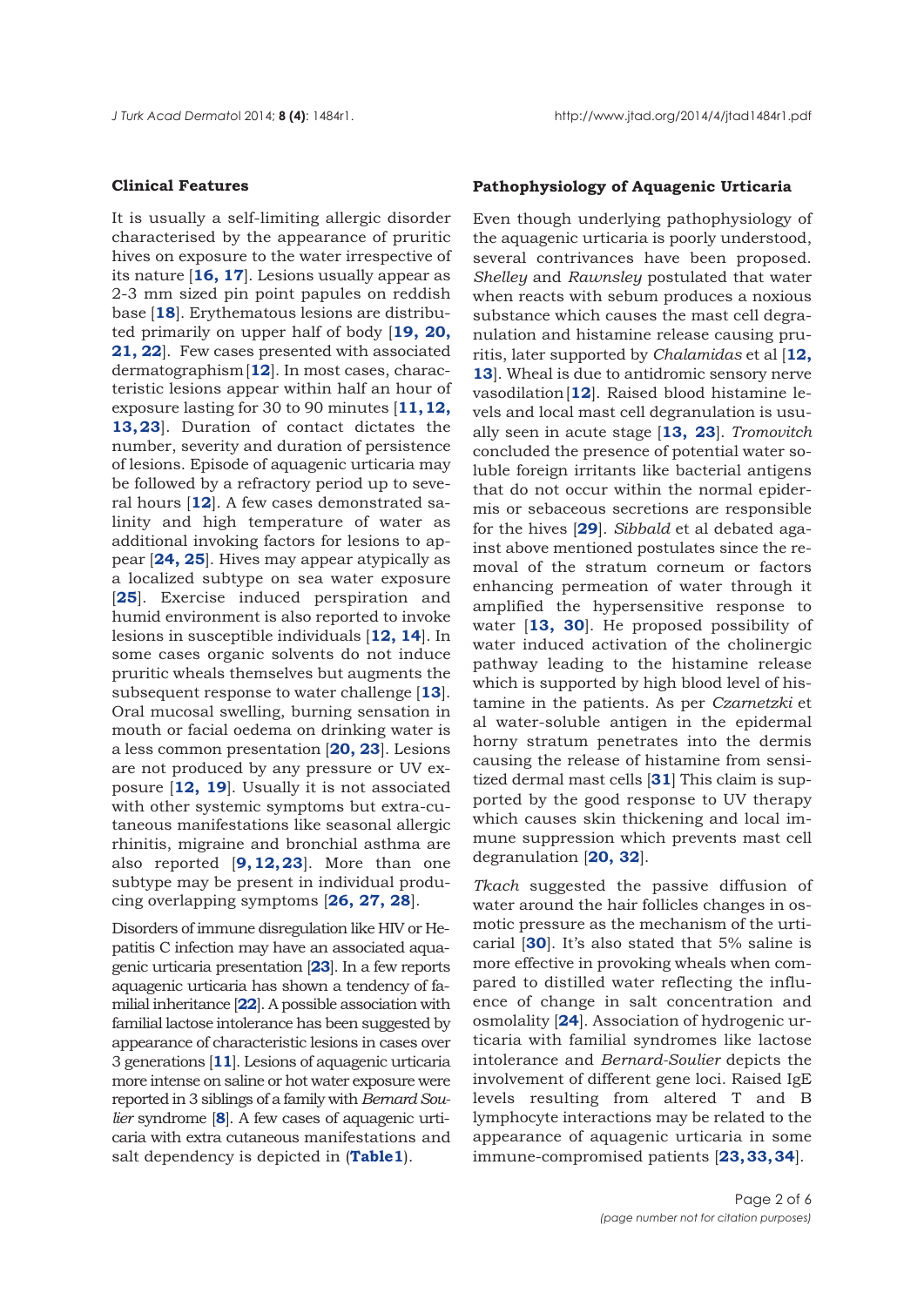## Clinical Features

It is usually a self-limiting allergic disorder characterised by the appearance of pruritic hives on exposure to the water irrespective of its nature [**16, 17**]. Lesions usually appear as 2-3 mm sized pin point papules on reddish base [**18**]. Erythematous lesions are distributed primarily on upper half of body [**19, 20, 21, 22**]. Few cases presented with associated dermatographism [**12**]. In most cases, characteristic lesions appear within half an hour of exposure lasting for 30 to 90 minutes [**11, 12, 13, 23**]. Duration of contact dictates the number, severity and duration of persistence of lesions. Episode of aquagenic urticaria may be followed by a refractory period up to several hours [**12**]. A few cases demonstrated salinity and high temperature of water as additional invoking factors for lesions to appear [**24, 25**]. Hives may appear atypically as a localized subtype on sea water exposure [**25**]. Exercise induced perspiration and humid environment is also reported to invoke lesions in susceptible individuals [**12, 14**]. In some cases organic solvents do not induce pruritic wheals themselves but augments the subsequent response to water challenge [**13**]. Oral mucosal swelling, burning sensation in mouth or facial oedema on drinking water is a less common presentation [**20, 23**]. Lesions are not produced by any pressure or UV exposure [**12, 19**]. Usually it is not associated with other systemic symptoms but extra-cutaneous manifestations like seasonal allergic rhinitis, migraine and bronchial asthma are also reported [**9, 12, 23**]. More than one subtype may be present in individual producing overlapping symptoms [**26, 27, 28**].

Disorders of immune disregulation like HIV or Hepatitis C infection may have an associated aquagenic urticaria presentation [**23**]. In a few reports aquagenic urticaria has shown a tendency of familial inheritance [**22**]. A possible association with familial lactose intolerance has been suggested by appearance of characteristic lesions in cases over 3 generations [**11**]. Lesions of aquagenic urticaria more intense on saline or hot water exposure were reported in 3 siblings of a family with *Bernard Soulier* syndrome [**8**]. A few cases of aquagenic urticaria with extra cutaneous manifestations and salt dependency is depicted in (**Table1**).

## Pathophysiology of Aquagenic Urticaria

Even though underlying pathophysiology of the aquagenic urticaria is poorly understood, several contrivances have been proposed. *Shelley* and *Rawnsley* postulated that water when reacts with sebum produces a noxious substance which causes the mast cell degranulation and histamine release causing pruritis, later supported by *Chalamidas* et al [**12, 13**]. Wheal is due to antidromic sensory nerve vasodilation [**12**]. Raised blood histamine levels and local mast cell degranulation is usually seen in acute stage [**13, 23**]. *Tromovitch* concluded the presence of potential water soluble foreign irritants like bacterial antigens that do not occur within the normal epidermis or sebaceous secretions are responsible for the hives [**29**]. *Sibbald* et al debated against above mentioned postulates since the removal of the stratum corneum or factors enhancing permeation of water through it amplified the hypersensitive response to water [**13, 30**]. He proposed possibility of water induced activation of the cholinergic pathway leading to the histamine release which is supported by high blood level of histamine in the patients. As per *Czarnetzki* et al water-soluble antigen in the epidermal horny stratum penetrates into the dermis causing the release of histamine from sensitized dermal mast cells [**31**] This claim is supported by the good response to UV therapy which causes skin thickening and local immune suppression which prevents mast cell degranulation [**20, 32**].

*Tkach* suggested the passive diffusion of water around the hair follicles changes in osmotic pressure as the mechanism of the urticarial [**30**]. It's also stated that 5% saline is more effective in provoking wheals when compared to distilled water reflecting the influence of change in salt concentration and osmolality [**24**]. Association of hydrogenic urticaria with familial syndromes like lactose intolerance and *Bernard-Soulier* depicts the involvement of different gene loci. Raised IgE levels resulting from altered T and B lymphocyte interactions may be related to the appearance of aquagenic urticaria in some immune-compromised patients [**23, 33, 34**].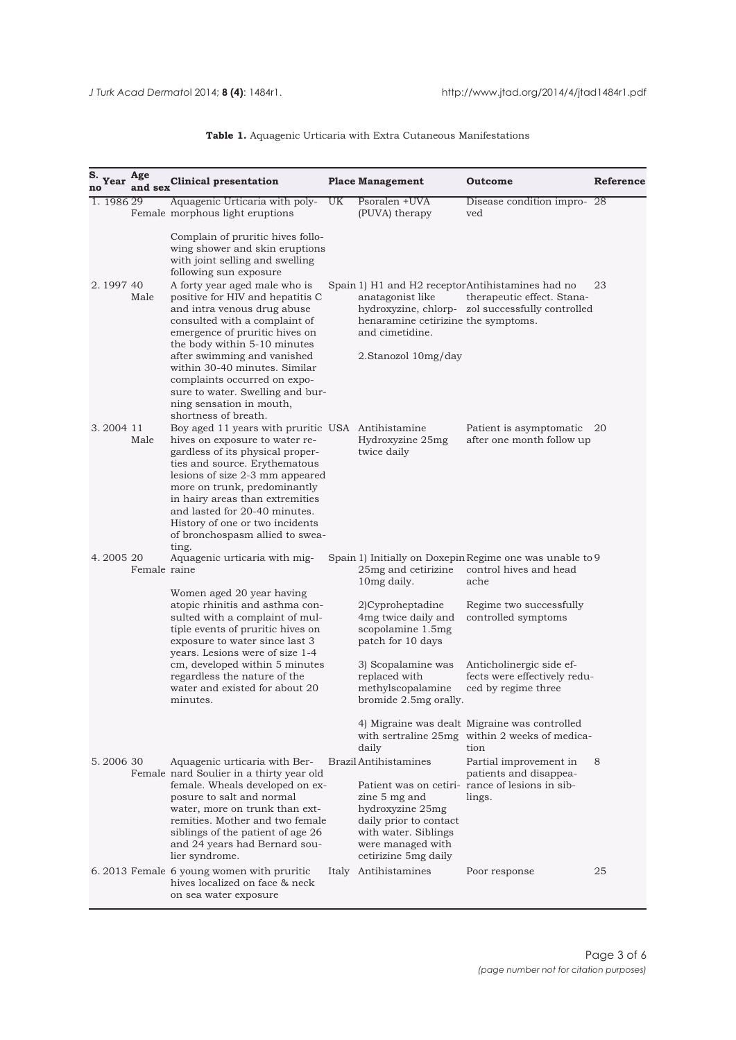**Table 1.** Aquagenic Urticaria with Extra Cutaneous Manifestations

| S. no | Year | Age and sex | Clinical presentation | Place | Management | Outcome | Reference |
|---|---|---|---|---|---|---|---|
| 1. | 1986 | 29 Female | Aquagenic Urticaria with polymorphous light eruptions<br><br>Complain of pruritic hives following shower and skin eruptions with joint selling and swelling following sun exposure | UK | Psoralen +UVA (PUVA) therapy | Disease condition improved | 28 |
| 2. | 1997 | 40 Male | A forty year aged male who is positive for HIV and hepatitis C and intra venous drug abuse consulted with a complaint of emergence of pruritic hives on the body within 5-10 minutes after swimming and vanished within 30-40 minutes. Similar complaints occurred on exposure to water. Swelling and burning sensation in mouth, shortness of breath. | Spain | 1) H1 and H2 receptor anatagonist like hydroxyzine, chlorphenaramine cetirizine and cimetidine.<br><br>2.Stanozol 10mg/day | Antihistamines had no therapeutic effect. Stanazol successfully controlled the symptoms. | 23 |
| 3. | 2004 | 11 Male | Boy aged 11 years with pruritic hives on exposure to water regardless of its physical properties and source. Erythematous lesions of size 2-3 mm appeared more on trunk, predominantly in hairy areas than extremities and lasted for 20-40 minutes. History of one or two incidents of bronchospasm allied to sweating. | USA | Antihistamine Hydroxyzine 25mg twice daily | Patient is asymptomatic after one month follow up | 20 |
| 4. | 2005 | 20 Female | Aquagenic urticaria with migraine<br><br>Women aged 20 year having atopic rhinitis and asthma consulted with a complaint of multiple events of pruritic hives on exposure to water since last 3 years. Lesions were of size 1-4 cm, developed within 5 minutes regardless the nature of the water and existed for about 20 minutes. | Spain | 1) Initially on Doxepin 25mg and cetirizine 10mg daily.<br><br>2)Cyproheptadine 4mg twice daily and scopolamine 1.5mg patch for 10 days<br><br>3) Scopalamine was replaced with methylscopalamine bromide 2.5mg orally.<br><br>4) Migraine was dealt with sertraline 25mg daily | Regime one was unable to control hives and head ache<br><br>Regime two successfully controlled symptoms<br><br>Anticholinergic side effects were effectively reduced by regime three<br><br>Migraine was controlled within 2 weeks of medication | 9 |
| 5. | 2006 | 30 Female | Aquagenic urticaria with Bernard Soulier in a thirty year old female. Wheals developed on exposure to salt and normal water, more on trunk than extremities. Mother and two female siblings of the patient of age 26 and 24 years had Bernard soulier syndrome. | Brazil | Antihistamines<br><br>Patient was on cetirizine 5 mg and hydroxyzine 25mg daily prior to contact with water. Siblings were managed with cetirizine 5mg daily | Partial improvement in patients and disappearance of lesions in siblings. | 8 |
| 6. | 2013 | Female | 6 young women with pruritic hives localized on face & neck on sea water exposure | Italy | Antihistamines | Poor response | 25 |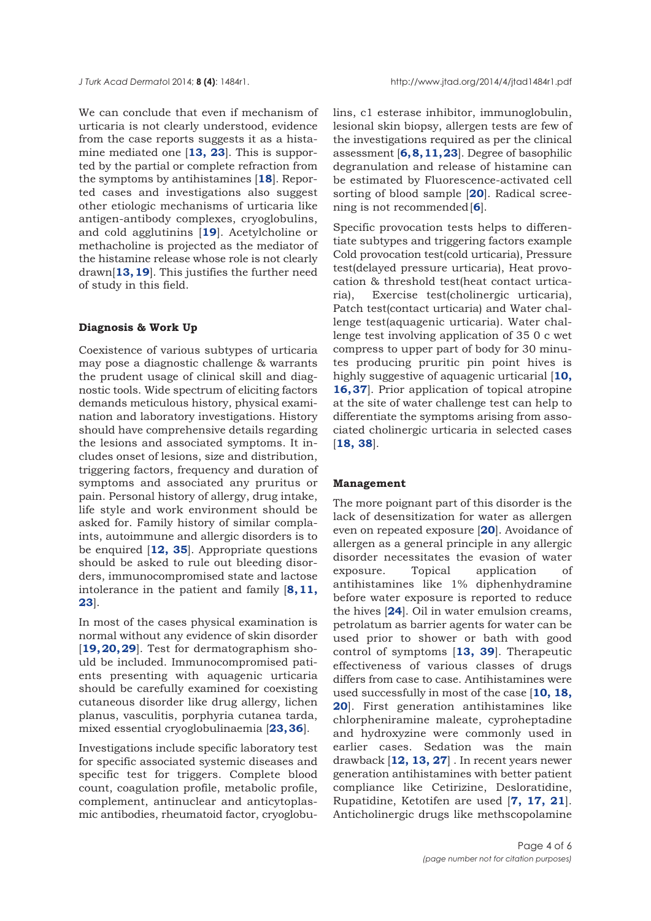We can conclude that even if mechanism of urticaria is not clearly understood, evidence from the case reports suggests it as a histamine mediated one [**13, 23**]. This is supported by the partial or complete refraction from the symptoms by antihistamines [**18**]. Reported cases and investigations also suggest other etiologic mechanisms of urticaria like antigen-antibody complexes, cryoglobulins, and cold agglutinins [**19**]. Acetylcholine or methacholine is projected as the mediator of the histamine release whose role is not clearly drawn[**13, 19**]. This justifies the further need of study in this field.

**Diagnosis & Work Up**

Coexistence of various subtypes of urticaria may pose a diagnostic challenge & warrants the prudent usage of clinical skill and diagnostic tools. Wide spectrum of eliciting factors demands meticulous history, physical examination and laboratory investigations. History should have comprehensive details regarding the lesions and associated symptoms. It includes onset of lesions, size and distribution, triggering factors, frequency and duration of symptoms and associated any pruritus or pain. Personal history of allergy, drug intake, life style and work environment should be asked for. Family history of similar complaints, autoimmune and allergic disorders is to be enquired [**12, 35**]. Appropriate questions should be asked to rule out bleeding disorders, immunocompromised state and lactose intolerance in the patient and family [**8, 11, 23**].

In most of the cases physical examination is normal without any evidence of skin disorder [**19, 20, 29**]. Test for dermatographism should be included. Immunocompromised patients presenting with aquagenic urticaria should be carefully examined for coexisting cutaneous disorder like drug allergy, lichen planus, vasculitis, porphyria cutanea tarda, mixed essential cryoglobulinaemia [**23, 36**].

Investigations include specific laboratory test for specific associated systemic diseases and specific test for triggers. Complete blood count, coagulation profile, metabolic profile, complement, antinuclear and anticytoplasmic antibodies, rheumatoid factor, cryoglobulins, c1 esterase inhibitor, immunoglobulin, lesional skin biopsy, allergen tests are few of the investigations required as per the clinical assessment [**6, 8, 11, 23**]. Degree of basophilic degranulation and release of histamine can be estimated by Fluorescence-activated cell sorting of blood sample [**20**]. Radical screening is not recommended [**6**].

Specific provocation tests helps to differentiate subtypes and triggering factors example Cold provocation test(cold urticaria), Pressure test(delayed pressure urticaria), Heat provocation & threshold test(heat contact urticaria), Exercise test(cholinergic urticaria), Patch test(contact urticaria) and Water challenge test(aquagenic urticaria). Water challenge test involving application of 35 0 c wet compress to upper part of body for 30 minutes producing pruritic pin point hives is highly suggestive of aquagenic urticarial [**10, 16, 37**]. Prior application of topical atropine at the site of water challenge test can help to differentiate the symptoms arising from associated cholinergic urticaria in selected cases [**18, 38**].

**Management**

The more poignant part of this disorder is the lack of desensitization for water as allergen even on repeated exposure [**20**]. Avoidance of allergen as a general principle in any allergic disorder necessitates the evasion of water exposure. Topical application of antihistamines like 1% diphenhydramine before water exposure is reported to reduce the hives [**24**]. Oil in water emulsion creams, petrolatum as barrier agents for water can be used prior to shower or bath with good control of symptoms [**13, 39**]. Therapeutic effectiveness of various classes of drugs differs from case to case. Antihistamines were used successfully in most of the case [**10, 18, 20**]. First generation antihistamines like chlorpheniramine maleate, cyproheptadine and hydroxyzine were commonly used in earlier cases. Sedation was the main drawback [**12, 13, 27**] . In recent years newer generation antihistamines with better patient compliance like Cetirizine, Desloratidine, Rupatidine, Ketotifen are used [**7, 17, 21**]. Anticholinergic drugs like methscopolamine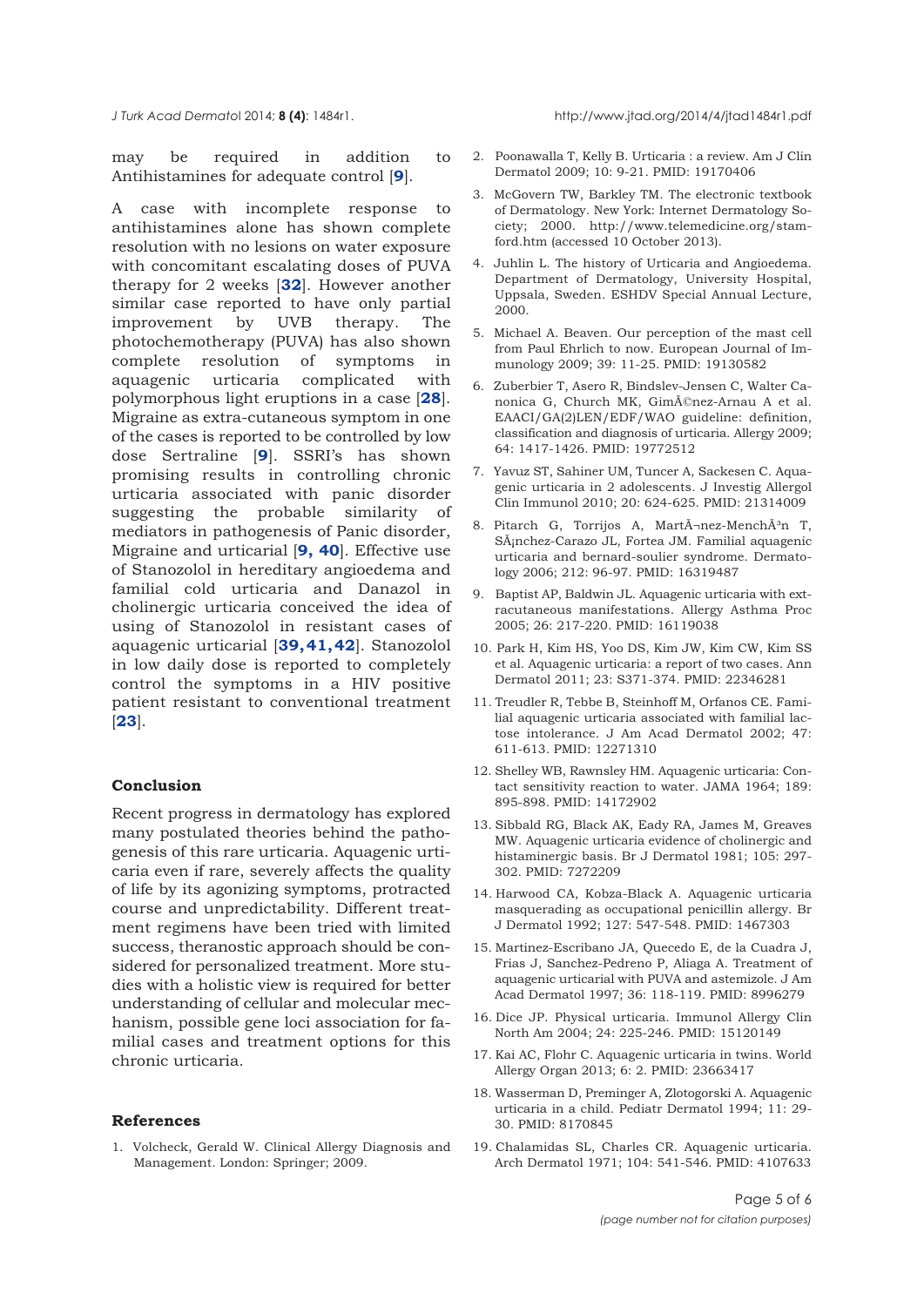may be required in addition to Antihistamines for adequate control [9].

A case with incomplete response to antihistamines alone has shown complete resolution with no lesions on water exposure with concomitant escalating doses of PUVA therapy for 2 weeks [32]. However another similar case reported to have only partial improvement by UVB therapy. The photochemotherapy (PUVA) has also shown complete resolution of symptoms in aquagenic urticaria complicated with polymorphous light eruptions in a case [28]. Migraine as extra-cutaneous symptom in one of the cases is reported to be controlled by low dose Sertraline [9]. SSRI's has shown promising results in controlling chronic urticaria associated with panic disorder suggesting the probable similarity of mediators in pathogenesis of Panic disorder, Migraine and urticarial [9, 40]. Effective use of Stanozolol in hereditary angioedema and familial cold urticaria and Danazol in cholinergic urticaria conceived the idea of using of Stanozolol in resistant cases of aquagenic urticarial [39,41,42]. Stanozolol in low daily dose is reported to completely control the symptoms in a HIV positive patient resistant to conventional treatment [23].

## Conclusion

Recent progress in dermatology has explored many postulated theories behind the pathogenesis of this rare urticaria. Aquagenic urticaria even if rare, severely affects the quality of life by its agonizing symptoms, protracted course and unpredictability. Different treatment regimens have been tried with limited success, theranostic approach should be considered for personalized treatment. More studies with a holistic view is required for better understanding of cellular and molecular mechanism, possible gene loci association for familial cases and treatment options for this chronic urticaria.

## References

1. Volcheck, Gerald W. Clinical Allergy Diagnosis and Management. London: Springer; 2009.
2. Poonawalla T, Kelly B. Urticaria : a review. Am J Clin Dermatol 2009; 10: 9-21. PMID: 19170406
3. McGovern TW, Barkley TM. The electronic textbook of Dermatology. New York: Internet Dermatology Society; 2000. http://www.telemedicine.org/stamford.htm (accessed 10 October 2013).
4. Juhlin L. The history of Urticaria and Angioedema. Department of Dermatology, University Hospital, Uppsala, Sweden. ESHDV Special Annual Lecture, 2000.
5. Michael A. Beaven. Our perception of the mast cell from Paul Ehrlich to now. European Journal of Immunology 2009; 39: 11-25. PMID: 19130582
6. Zuberbier T, Asero R, Bindslev-Jensen C, Walter Canonica G, Church MK, GimÃ©nez-Arnau A et al. EAACI/GA(2)LEN/EDF/WAO guideline: definition, classification and diagnosis of urticaria. Allergy 2009; 64: 1417-1426. PMID: 19772512
7. Yavuz ST, Sahiner UM, Tuncer A, Sackesen C. Aquagenic urticaria in 2 adolescents. J Investig Allergol Clin Immunol 2010; 20: 624-625. PMID: 21314009
8. Pitarch G, Torrijos A, MartÃ¬nez-MenchÃ³n T, SÃ¡nchez-Carazo JL, Fortea JM. Familial aquagenic urticaria and bernard-soulier syndrome. Dermatology 2006; 212: 96-97. PMID: 16319487
9. Baptist AP, Baldwin JL. Aquagenic urticaria with extracutaneous manifestations. Allergy Asthma Proc 2005; 26: 217-220. PMID: 16119038
10. Park H, Kim HS, Yoo DS, Kim JW, Kim CW, Kim SS et al. Aquagenic urticaria: a report of two cases. Ann Dermatol 2011; 23: S371-374. PMID: 22346281
11. Treudler R, Tebbe B, Steinhoff M, Orfanos CE. Familial aquagenic urticaria associated with familial lactose intolerance. J Am Acad Dermatol 2002; 47: 611-613. PMID: 12271310
12. Shelley WB, Rawnsley HM. Aquagenic urticaria: Contact sensitivity reaction to water. JAMA 1964; 189: 895-898. PMID: 14172902
13. Sibbald RG, Black AK, Eady RA, James M, Greaves MW. Aquagenic urticaria evidence of cholinergic and histaminergic basis. Br J Dermatol 1981; 105: 297-302. PMID: 7272209
14. Harwood CA, Kobza-Black A. Aquagenic urticaria masquerading as occupational penicillin allergy. Br J Dermatol 1992; 127: 547-548. PMID: 1467303
15. Martinez-Escribano JA, Quecedo E, de la Cuadra J, Frias J, Sanchez-Pedreno P, Aliaga A. Treatment of aquagenic urticarial with PUVA and astemizole. J Am Acad Dermatol 1997; 36: 118-119. PMID: 8996279
16. Dice JP. Physical urticaria. Immunol Allergy Clin North Am 2004; 24: 225-246. PMID: 15120149
17. Kai AC, Flohr C. Aquagenic urticaria in twins. World Allergy Organ 2013; 6: 2. PMID: 23663417
18. Wasserman D, Preminger A, Zlotogorski A. Aquagenic urticaria in a child. Pediatr Dermatol 1994; 11: 29-30. PMID: 8170845
19. Chalamidas SL, Charles CR. Aquagenic urticaria. Arch Dermatol 1971; 104: 541-546. PMID: 4107633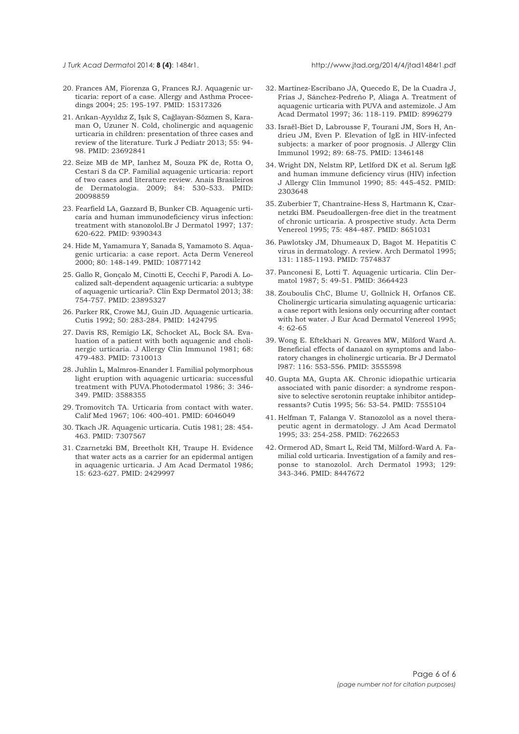20. Frances AM, Fiorenza G, Frances RJ. Aquagenic urticaria: report of a case. Allergy and Asthma Proceedings 2004; 25: 195-197. PMID: 15317326

21. Arıkan-Ayyıldız Z, Işık S, Cağlayan-Sözmen S, Karaman O, Uzuner N. Cold, cholinergic and aquagenic urticaria in children: presentation of three cases and review of the literature. Turk J Pediatr 2013; 55: 94-98. PMID: 23692841

22. Seize MB de MP, Ianhez M, Souza PK de, Rotta O, Cestari S da CP. Familial aquagenic urticaria: report of two cases and literature review. Anais Brasileiros de Dermatologia. 2009; 84: 530–533. PMID: 20098859

23. Fearfield LA, Gazzard B, Bunker CB. Aquagenic urticaria and human immunodeficiency virus infection: treatment with stanozolol.Br J Dermatol 1997; 137: 620-622. PMID: 9390343

24. Hide M, Yamamura Y, Sanada S, Yamamoto S. Aquagenic urticaria: a case report. Acta Derm Venereol 2000; 80: 148-149. PMID: 10877142

25. Gallo R, Gonçalo M, Cinotti E, Cecchi F, Parodi A. Localized salt-dependent aquagenic urticaria: a subtype of aquagenic urticaria?. Clin Exp Dermatol 2013; 38: 754-757. PMID: 23895327

26. Parker RK, Crowe MJ, Guin JD. Aquagenic urticaria. Cutis 1992; 50: 283-284. PMID: 1424795

27. Davis RS, Remigio LK, Schocket AL, Bock SA. Evaluation of a patient with both aquagenic and cholinergic urticaria. J Allergy Clin Immunol 1981; 68: 479-483. PMID: 7310013

28. Juhlin L, Malmros-Enander I. Familial polymorphous light eruption with aquagenic urticaria: successful treatment with PUVA.Photodermatol 1986; 3: 346-349. PMID: 3588355

29. Tromovitch TA. Urticaria from contact with water. Calif Med 1967; 106: 400-401. PMID: 6046049

30. Tkach JR. Aquagenic urticaria. Cutis 1981; 28: 454-463. PMID: 7307567

31. Czarnetzki BM, Breetholt KH, Traupe H. Evidence that water acts as a carrier for an epidermal antigen in aquagenic urticaria. J Am Acad Dermatol 1986; 15: 623-627. PMID: 2429997

32. Martínez-Escribano JA, Quecedo E, De la Cuadra J, Frías J, Sánchez-Pedreño P, Aliaga A. Treatment of aquagenic urticaria with PUVA and astemizole. J Am Acad Dermatol 1997; 36: 118-119. PMID: 8996279

33. Israël-Biet D, Labrousse F, Tourani JM, Sors H, Andrieu JM, Even P. Elevation of IgE in HIV-infected subjects: a marker of poor prognosis. J Allergy Clin Immunol 1992; 89: 68-75. PMID: 1346148

34. Wright DN, Nelstm RP, Letlford DK et al. Serum IgE and human immune deficiency virus (HIV) infection J Allergy Clin Immunol 1990; 85: 445-452. PMID: 2303648

35. Zuberbier T, Chantraine-Hess S, Hartmann K, Czarnetzki BM. Pseudoallergen-free diet in the treatment of chronic urticaria. A prospective study. Acta Derm Venereol 1995; 75: 484-487. PMID: 8651031

36. Pawlotsky JM, Dhumeaux D, Bagot M. Hepatitis C virus in dermatology. A review. Arch Dermatol 1995; 131: 1185-1193. PMID: 7574837

37. Panconesi E, Lotti T. Aquagenic urticaria. Clin Dermatol 1987; 5: 49-51. PMID: 3664423

38. Zouboulis ChC, Blume U, Gollnick H, Orfanos CE. Cholinergic urticaria simulating aquagenic urticaria: a case report with lesions only occurring after contact with hot water. J Eur Acad Dermatol Venereol 1995; 4: 62-65

39. Wong E. Eftekhari N. Greaves MW, Milford Ward A. Beneficial effects of danazol on symptoms and laboratory changes in cholinergic urticaria. Br J Dermatol l987: 116: 553-556. PMID: 3555598

40. Gupta MA, Gupta AK. Chronic idiopathic urticaria associated with panic disorder: a syndrome responsive to selective serotonin reuptake inhibitor antidepressants? Cutis 1995; 56: 53-54. PMID: 7555104

41. Helfman T, Falanga V. Stanozolol as a novel therapeutic agent in dermatology. J Am Acad Dermatol 1995; 33: 254-258. PMID: 7622653

42. Ormerod AD, Smart L, Reid TM, Milford-Ward A. Familial cold urticaria. Investigation of a family and response to stanozolol. Arch Dermatol 1993; 129: 343-346. PMID: 8447672